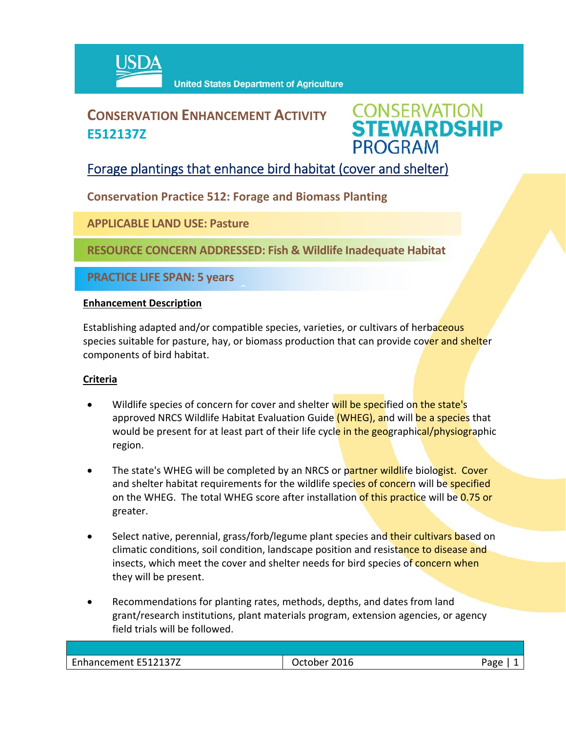USDA United States Department of Agriculture

# CONSERVATION ENHANCEMENT ACTIVITY E512137Z

CONSERVATION STEWARDSHIP PROGRAM

## Forage plantings that enhance bird habitat (cover and shelter)

**Conservation Practice 512: Forage and Biomass Planting**

**APPLICABLE LAND USE: Pasture**

**RESOURCE CONCERN ADDRESSED: Fish & Wildlife Inadequate Habitat**

**PRACTICE LIFE SPAN: 5 years**

### Enhancement Description

Establishing adapted and/or compatible species, varieties, or cultivars of herbaceous species suitable for pasture, hay, or biomass production that can provide cover and shelter components of bird habitat.

### Criteria

- Wildlife species of concern for cover and shelter will be specified on the state's approved NRCS Wildlife Habitat Evaluation Guide (WHEG), and will be a species that would be present for at least part of their life cycle in the geographical/physiographic region.
- The state's WHEG will be completed by an NRCS or partner wildlife biologist. Cover and shelter habitat requirements for the wildlife species of concern will be specified on the WHEG. The total WHEG score after installation of this practice will be 0.75 or greater.
- Select native, perennial, grass/forb/legume plant species and their cultivars based on climatic conditions, soil condition, landscape position and resistance to disease and insects, which meet the cover and shelter needs for bird species of concern when they will be present.
- Recommendations for planting rates, methods, depths, and dates from land grant/research institutions, plant materials program, extension agencies, or agency field trials will be followed.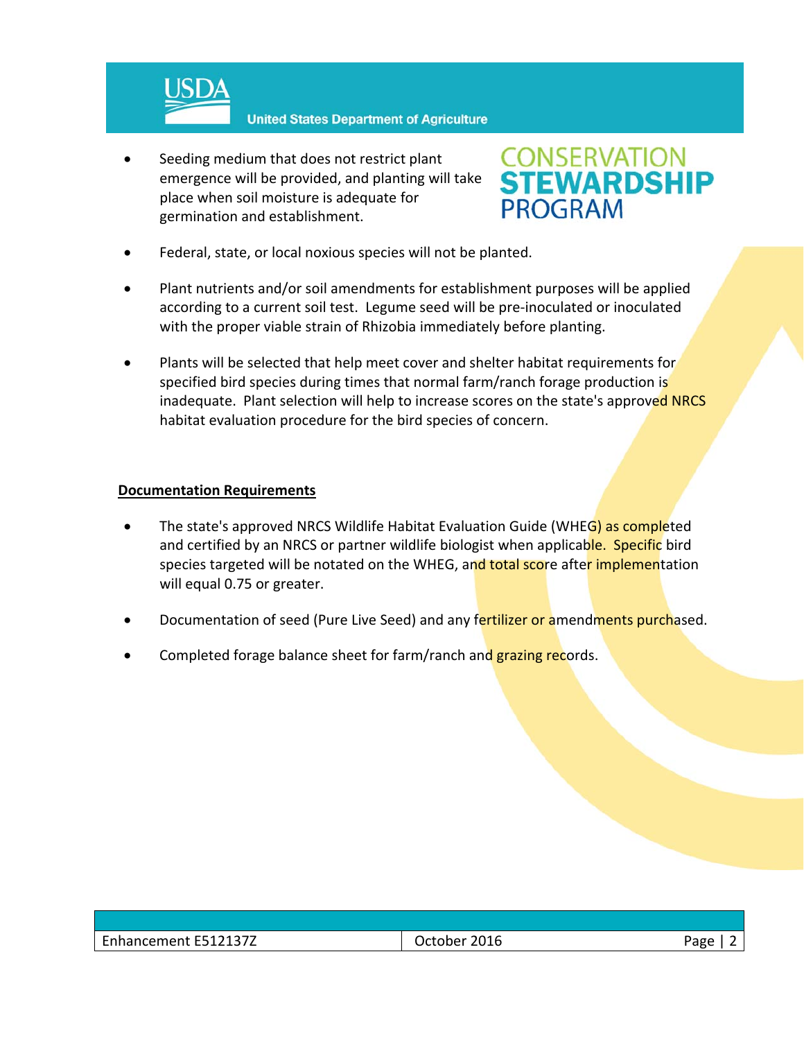- Seeding medium that does not restrict plant emergence will be provided, and planting will take place when soil moisture is adequate for germination and establishment.

- Federal, state, or local noxious species will not be planted.

- Plant nutrients and/or soil amendments for establishment purposes will be applied according to a current soil test. Legume seed will be pre-inoculated or inoculated with the proper viable strain of Rhizobia immediately before planting.

- Plants will be selected that help meet cover and shelter habitat requirements for specified bird species during times that normal farm/ranch forage production is inadequate. Plant selection will help to increase scores on the state's approved NRCS habitat evaluation procedure for the bird species of concern.

**Documentation Requirements**

- The state's approved NRCS Wildlife Habitat Evaluation Guide (WHEG) as completed and certified by an NRCS or partner wildlife biologist when applicable. Specific bird species targeted will be notated on the WHEG, and total score after implementation will equal 0.75 or greater.

- Documentation of seed (Pure Live Seed) and any fertilizer or amendments purchased.

- Completed forage balance sheet for farm/ranch and grazing records.